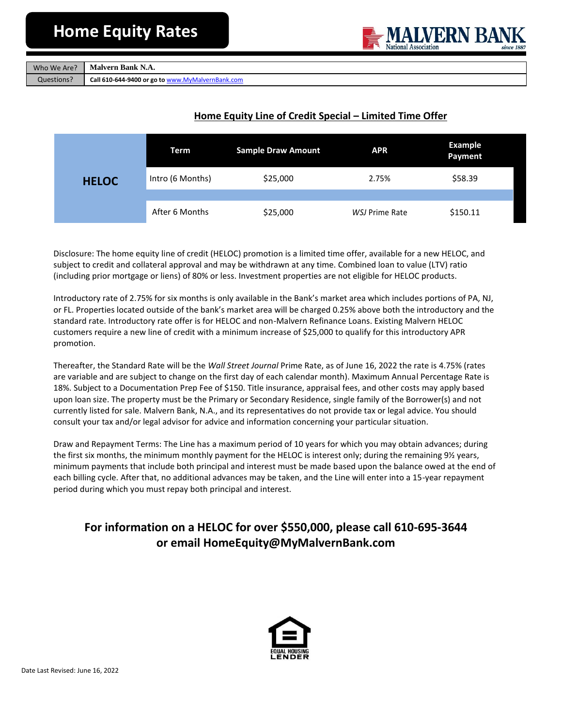# Home Equity Rates

MALVERN BANK
National Association
since 1887

| Who We Are? | Malvern Bank N.A. |
|---|---|
| Questions? | Call 610-644-9400 or go to www.MyMalvernBank.com |

## Home Equity Line of Credit Special – Limited Time Offer

| | Term | Sample Draw Amount | APR | Example Payment |
|---|---|---|---|---|
| **HELOC** | Intro (6 Months) | $25,000 | 2.75% | $58.39 |
| | After 6 Months | $25,000 | *WSJ* Prime Rate | $150.11 |

Disclosure: The home equity line of credit (HELOC) promotion is a limited time offer, available for a new HELOC, and subject to credit and collateral approval and may be withdrawn at any time. Combined loan to value (LTV) ratio (including prior mortgage or liens) of 80% or less. Investment properties are not eligible for HELOC products.

Introductory rate of 2.75% for six months is only available in the Bank's market area which includes portions of PA, NJ, or FL. Properties located outside of the bank's market area will be charged 0.25% above both the introductory and the standard rate. Introductory rate offer is for HELOC and non-Malvern Refinance Loans. Existing Malvern HELOC customers require a new line of credit with a minimum increase of $25,000 to qualify for this introductory APR promotion.

Thereafter, the Standard Rate will be the *Wall Street Journal* Prime Rate, as of June 16, 2022 the rate is 4.75% (rates are variable and are subject to change on the first day of each calendar month). Maximum Annual Percentage Rate is 18%. Subject to a Documentation Prep Fee of $150. Title insurance, appraisal fees, and other costs may apply based upon loan size. The property must be the Primary or Secondary Residence, single family of the Borrower(s) and not currently listed for sale. Malvern Bank, N.A., and its representatives do not provide tax or legal advice. You should consult your tax and/or legal advisor for advice and information concerning your particular situation.

Draw and Repayment Terms: The Line has a maximum period of 10 years for which you may obtain advances; during the first six months, the minimum monthly payment for the HELOC is interest only; during the remaining 9½ years, minimum payments that include both principal and interest must be made based upon the balance owed at the end of each billing cycle. After that, no additional advances may be taken, and the Line will enter into a 15-year repayment period during which you must repay both principal and interest.

## For information on a HELOC for over $550,000, please call 610-695-3644 or email HomeEquity@MyMalvernBank.com

EQUAL HOUSING LENDER

Date Last Revised: June 16, 2022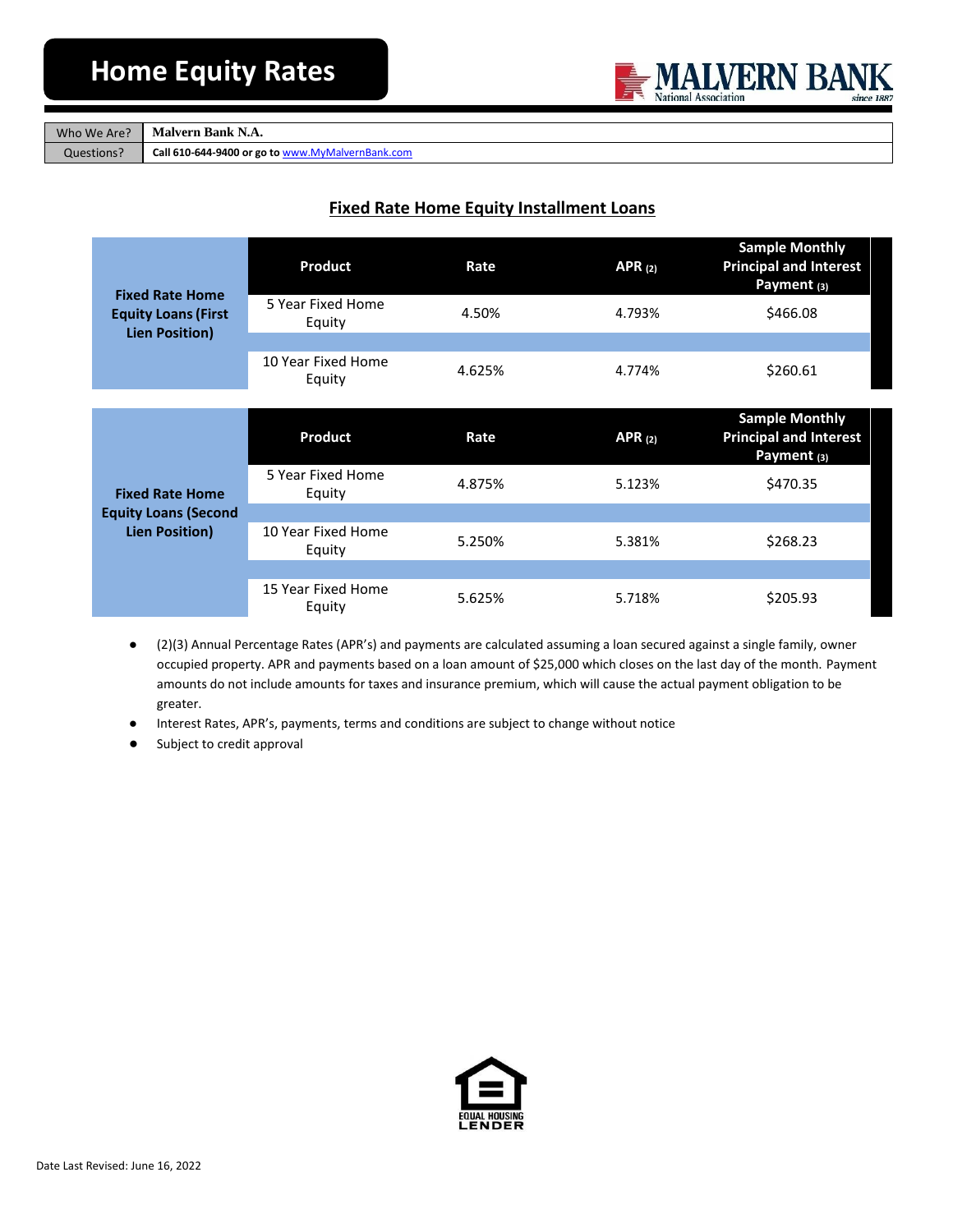# Home Equity Rates

| Who We Are? | Malvern Bank N.A. |
|---|---|
| Questions? | Call 610-644-9400 or go to www.MyMalvernBank.com |

## Fixed Rate Home Equity Installment Loans

| | Product | Rate | APR (2) | Sample Monthly Principal and Interest Payment (3) |
|---|---|---|---|---|
| Fixed Rate Home Equity Loans (First Lien Position) | 5 Year Fixed Home Equity | 4.50% | 4.793% | $466.08 |
| | 10 Year Fixed Home Equity | 4.625% | 4.774% | $260.61 |

| | Product | Rate | APR (2) | Sample Monthly Principal and Interest Payment (3) |
|---|---|---|---|---|
| Fixed Rate Home Equity Loans (Second Lien Position) | 5 Year Fixed Home Equity | 4.875% | 5.123% | $470.35 |
| | 10 Year Fixed Home Equity | 5.250% | 5.381% | $268.23 |
| | 15 Year Fixed Home Equity | 5.625% | 5.718% | $205.93 |

- (2)(3) Annual Percentage Rates (APR's) and payments are calculated assuming a loan secured against a single family, owner occupied property. APR and payments based on a loan amount of $25,000 which closes on the last day of the month. Payment amounts do not include amounts for taxes and insurance premium, which will cause the actual payment obligation to be greater.
- Interest Rates, APR's, payments, terms and conditions are subject to change without notice
- Subject to credit approval

EQUAL HOUSING LENDER

Date Last Revised: June 16, 2022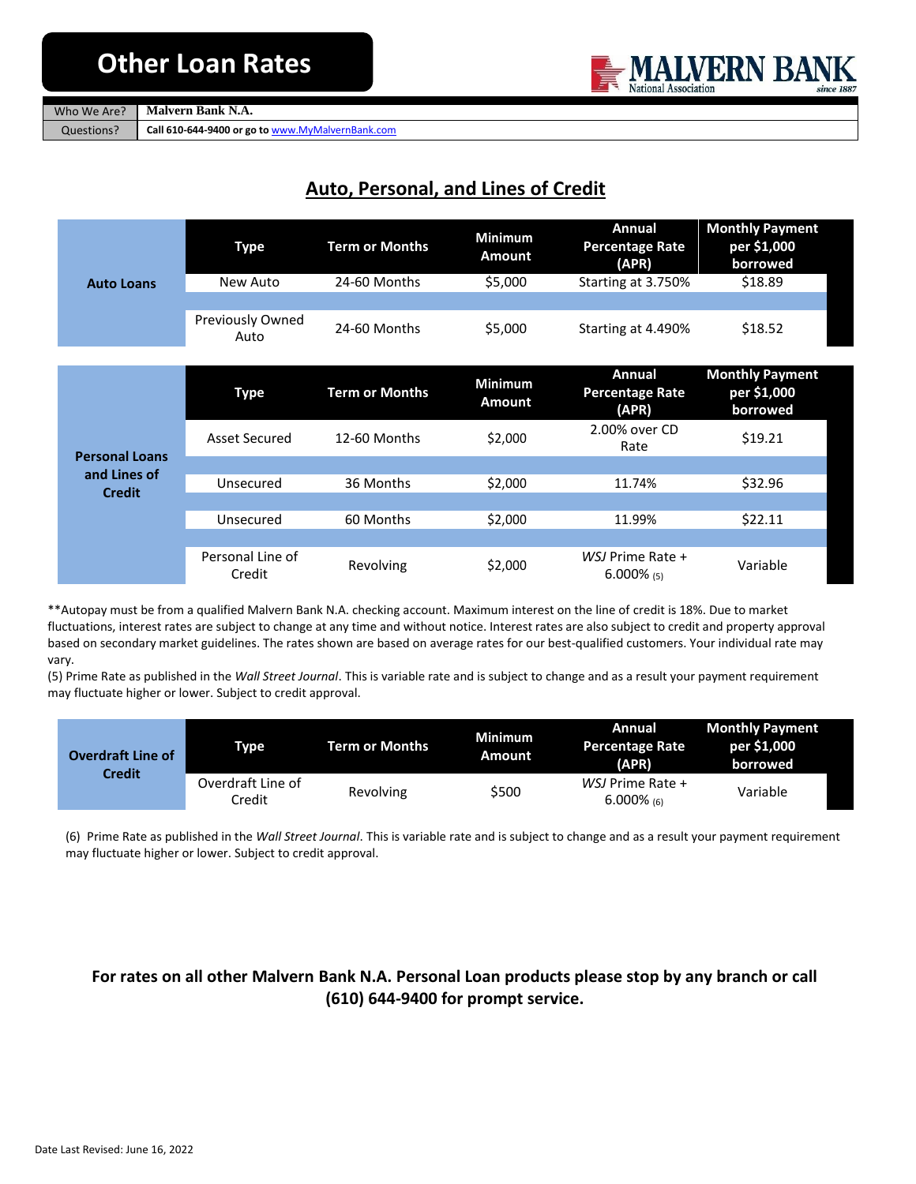# Other Loan Rates

MALVERN BANK National Association since 1887

| Who We Are? | Malvern Bank N.A. |
|---|---|
| Questions? | Call 610-644-9400 or go to www.MyMalvernBank.com |

## Auto, Personal, and Lines of Credit

| | Type | Term or Months | Minimum Amount | Annual Percentage Rate (APR) | Monthly Payment per $1,000 borrowed |
|---|---|---|---|---|---|
| **Auto Loans** | New Auto | 24-60 Months | $5,000 | Starting at 3.750% | $18.89 |
| | Previously Owned Auto | 24-60 Months | $5,000 | Starting at 4.490% | $18.52 |

| | Type | Term or Months | Minimum Amount | Annual Percentage Rate (APR) | Monthly Payment per $1,000 borrowed |
|---|---|---|---|---|---|
| **Personal Loans and Lines of Credit** | Asset Secured | 12-60 Months | $2,000 | 2.00% over CD Rate | $19.21 |
| | Unsecured | 36 Months | $2,000 | 11.74% | $32.96 |
| | Unsecured | 60 Months | $2,000 | 11.99% | $22.11 |
| | Personal Line of Credit | Revolving | $2,000 | *WSJ* Prime Rate + 6.000% (5) | Variable |

**Autopay must be from a qualified Malvern Bank N.A. checking account. Maximum interest on the line of credit is 18%. Due to market fluctuations, interest rates are subject to change at any time and without notice. Interest rates are also subject to credit and property approval based on secondary market guidelines. The rates shown are based on average rates for our best-qualified customers. Your individual rate may vary.

(5) Prime Rate as published in the *Wall Street Journal*. This is variable rate and is subject to change and as a result your payment requirement may fluctuate higher or lower. Subject to credit approval.

| | Type | Term or Months | Minimum Amount | Annual Percentage Rate (APR) | Monthly Payment per $1,000 borrowed |
|---|---|---|---|---|---|
| **Overdraft Line of Credit** | Overdraft Line of Credit | Revolving | $500 | *WSJ* Prime Rate + 6.000% (6) | Variable |

(6) Prime Rate as published in the *Wall Street Journal*. This is variable rate and is subject to change and as a result your payment requirement may fluctuate higher or lower. Subject to credit approval.

**For rates on all other Malvern Bank N.A. Personal Loan products please stop by any branch or call (610) 644-9400 for prompt service.**

Date Last Revised: June 16, 2022